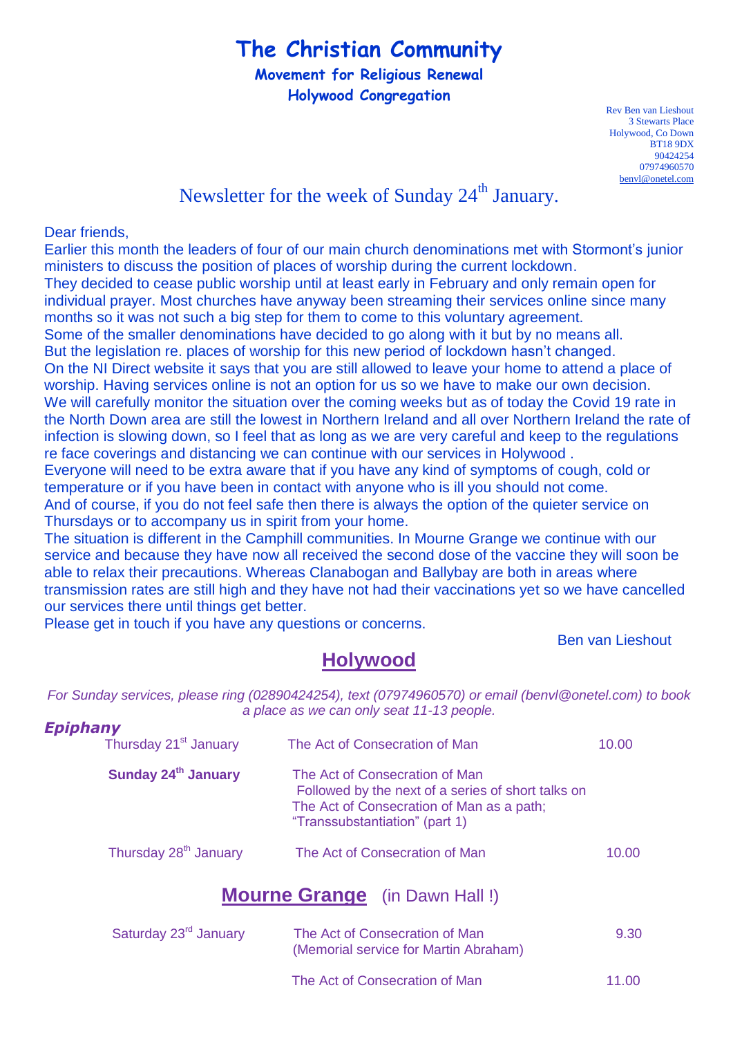# The Christian Community

## Movement for Religious Renewal

## Holywood Congregation

Rev Ben van Lieshout
3 Stewarts Place
Holywood, Co Down
BT18 9DX
90424254
07974960570
benvl@onetel.com

## Newsletter for the week of Sunday 24th January.

Dear friends,

Earlier this month the leaders of four of our main church denominations met with Stormont's junior ministers to discuss the position of places of worship during the current lockdown.
They decided to cease public worship until at least early in February and only remain open for individual prayer. Most churches have anyway been streaming their services online since many months so it was not such a big step for them to come to this voluntary agreement.
Some of the smaller denominations have decided to go along with it but by no means all.
But the legislation re. places of worship for this new period of lockdown hasn't changed.
On the NI Direct website it says that you are still allowed to leave your home to attend a place of worship. Having services online is not an option for us so we have to make our own decision.
We will carefully monitor the situation over the coming weeks but as of today the Covid 19 rate in the North Down area are still the lowest in Northern Ireland and all over Northern Ireland the rate of infection is slowing down, so I feel that as long as we are very careful and keep to the regulations re face coverings and distancing we can continue with our services in Holywood .
Everyone will need to be extra aware that if you have any kind of symptoms of cough, cold or temperature or if you have been in contact with anyone who is ill you should not come.
And of course, if you do not feel safe then there is always the option of the quieter service on Thursdays or to accompany us in spirit from your home.
The situation is different in the Camphill communities. In Mourne Grange we continue with our service and because they have now all received the second dose of the vaccine they will soon be able to relax their precautions. Whereas Clanabogan and Ballybay are both in areas where transmission rates are still high and they have not had their vaccinations yet so we have cancelled our services there until things get better.
Please get in touch if you have any questions or concerns.

Ben van Lieshout

## Holywood

*For Sunday services, please ring (02890424254), text (07974960570) or email (benvl@onetel.com) to book a place as we can only seat 11-13 people.*

***Epiphany***

| | | |
|---|---|---|
| Thursday 21st January | The Act of Consecration of Man | 10.00 |
| **Sunday 24th January** | The Act of Consecration of Man<br>Followed by the next of a series of short talks on The Act of Consecration of Man as a path; "Transsubstantiation" (part 1) | |
| Thursday 28th January | The Act of Consecration of Man | 10.00 |

## Mourne Grange (in Dawn Hall !)

| | | |
|---|---|---|
| Saturday 23rd January | The Act of Consecration of Man<br>(Memorial service for Martin Abraham) | 9.30 |
| | The Act of Consecration of Man | 11.00 |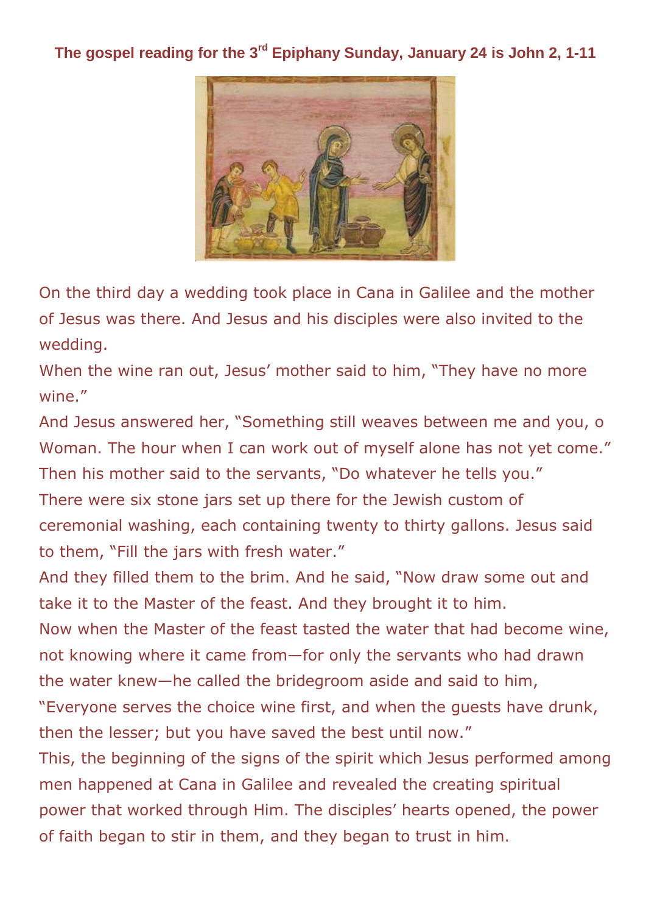**The gospel reading for the 3rd Epiphany Sunday, January 24 is John 2, 1-11**

On the third day a wedding took place in Cana in Galilee and the mother of Jesus was there. And Jesus and his disciples were also invited to the wedding.
When the wine ran out, Jesus' mother said to him, "They have no more wine."
And Jesus answered her, "Something still weaves between me and you, o Woman. The hour when I can work out of myself alone has not yet come."
Then his mother said to the servants, "Do whatever he tells you."
There were six stone jars set up there for the Jewish custom of ceremonial washing, each containing twenty to thirty gallons. Jesus said to them, "Fill the jars with fresh water."
And they filled them to the brim. And he said, "Now draw some out and take it to the Master of the feast. And they brought it to him.
Now when the Master of the feast tasted the water that had become wine, not knowing where it came from—for only the servants who had drawn the water knew—he called the bridegroom aside and said to him,
"Everyone serves the choice wine first, and when the guests have drunk, then the lesser; but you have saved the best until now."
This, the beginning of the signs of the spirit which Jesus performed among men happened at Cana in Galilee and revealed the creating spiritual power that worked through Him. The disciples' hearts opened, the power of faith began to stir in them, and they began to trust in him.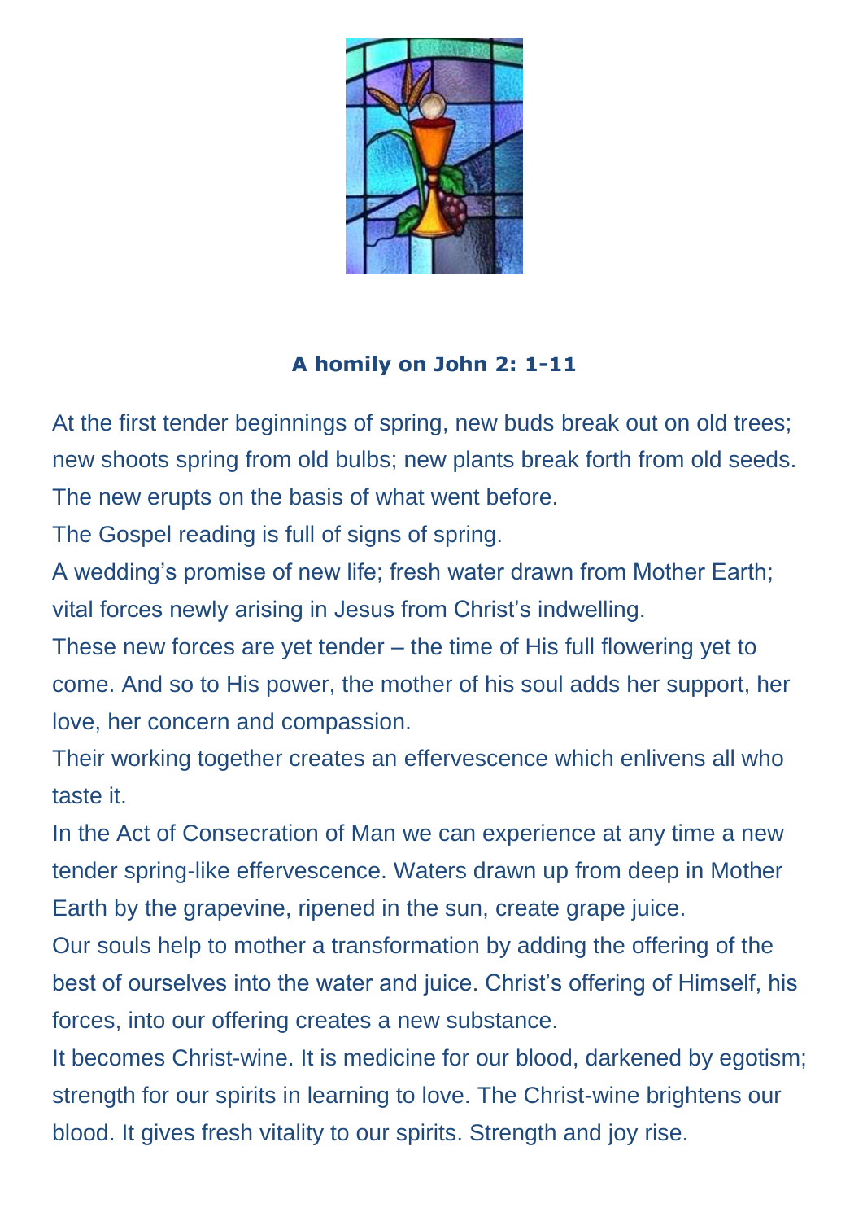**A homily on John 2: 1-11**

At the first tender beginnings of spring, new buds break out on old trees; new shoots spring from old bulbs; new plants break forth from old seeds. The new erupts on the basis of what went before.

The Gospel reading is full of signs of spring.

A wedding's promise of new life; fresh water drawn from Mother Earth; vital forces newly arising in Jesus from Christ's indwelling.

These new forces are yet tender – the time of His full flowering yet to come. And so to His power, the mother of his soul adds her support, her love, her concern and compassion.

Their working together creates an effervescence which enlivens all who taste it.

In the Act of Consecration of Man we can experience at any time a new tender spring-like effervescence. Waters drawn up from deep in Mother Earth by the grapevine, ripened in the sun, create grape juice.

Our souls help to mother a transformation by adding the offering of the best of ourselves into the water and juice. Christ's offering of Himself, his forces, into our offering creates a new substance.

It becomes Christ-wine. It is medicine for our blood, darkened by egotism; strength for our spirits in learning to love. The Christ-wine brightens our blood. It gives fresh vitality to our spirits. Strength and joy rise.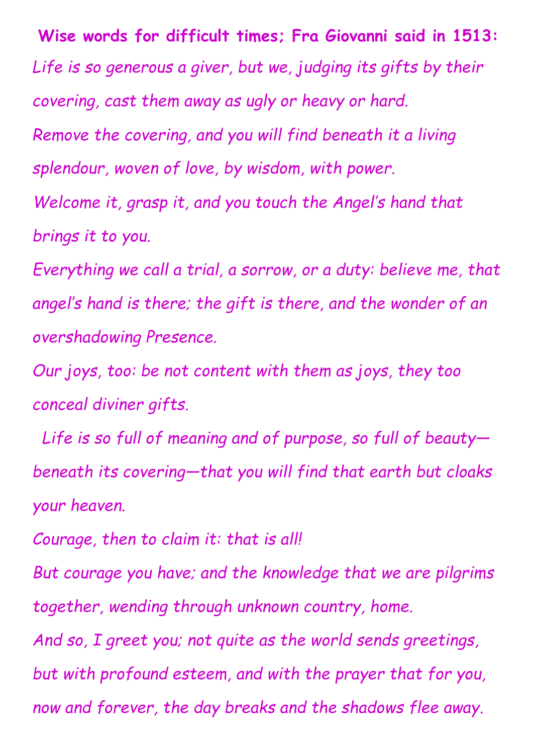**Wise words for difficult times; Fra Giovanni said in 1513:**

*Life is so generous a giver, but we, judging its gifts by their covering, cast them away as ugly or heavy or hard.*

*Remove the covering, and you will find beneath it a living splendour, woven of love, by wisdom, with power.*

*Welcome it, grasp it, and you touch the Angel's hand that brings it to you.*

*Everything we call a trial, a sorrow, or a duty: believe me, that angel's hand is there; the gift is there, and the wonder of an overshadowing Presence.*

*Our joys, too: be not content with them as joys, they too conceal diviner gifts.*

*Life is so full of meaning and of purpose, so full of beauty—beneath its covering—that you will find that earth but cloaks your heaven.*

*Courage, then to claim it: that is all!*

*But courage you have; and the knowledge that we are pilgrims together, wending through unknown country, home.*

*And so, I greet you; not quite as the world sends greetings, but with profound esteem, and with the prayer that for you, now and forever, the day breaks and the shadows flee away.*